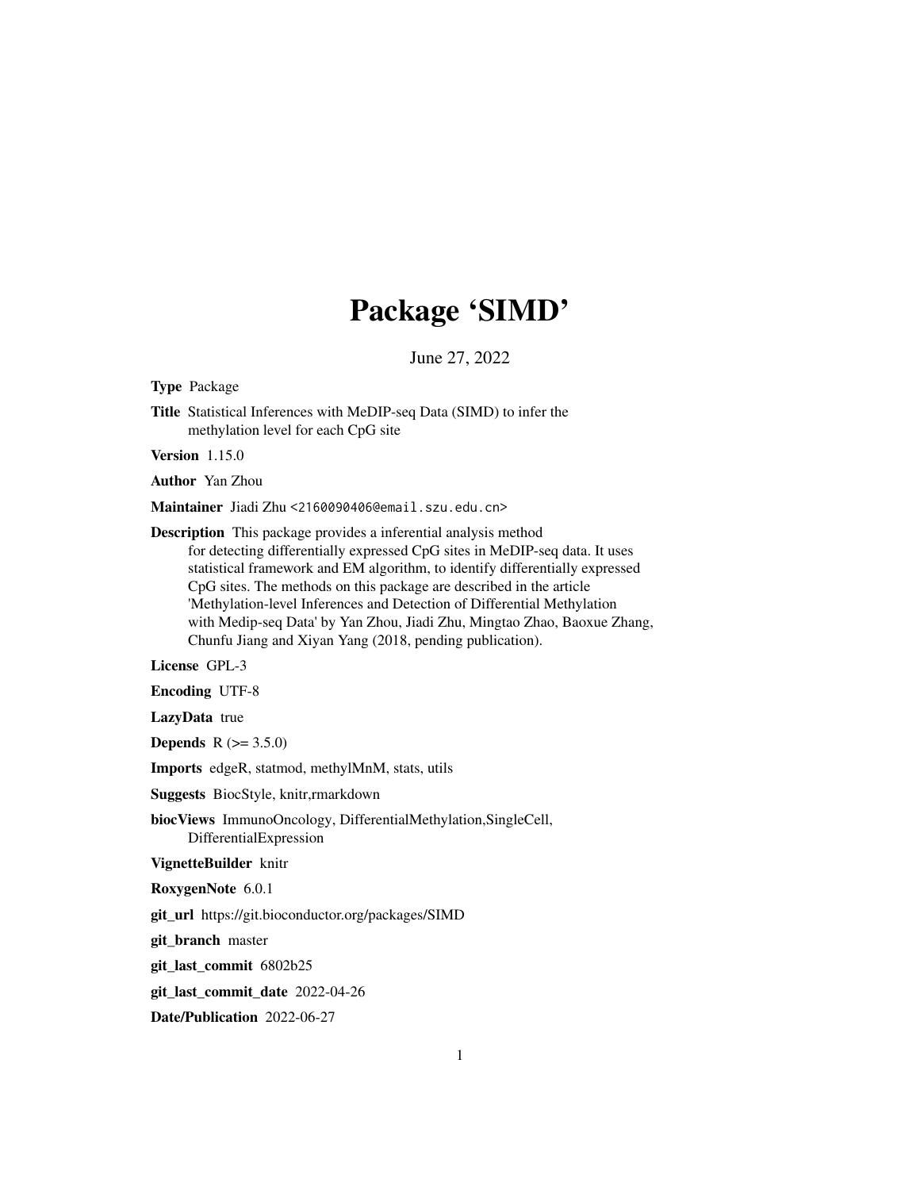# Package 'SIMD'

June 27, 2022

**Type** Package

**Title** Statistical Inferences with MeDIP-seq Data (SIMD) to infer the methylation level for each CpG site

**Version** 1.15.0

**Author** Yan Zhou

**Maintainer** Jiadi Zhu <2160090406@email.szu.edu.cn>

**Description** This package provides a inferential analysis method for detecting differentially expressed CpG sites in MeDIP-seq data. It uses statistical framework and EM algorithm, to identify differentially expressed CpG sites. The methods on this package are described in the article 'Methylation-level Inferences and Detection of Differential Methylation with Medip-seq Data' by Yan Zhou, Jiadi Zhu, Mingtao Zhao, Baoxue Zhang, Chunfu Jiang and Xiyan Yang (2018, pending publication).

**License** GPL-3

**Encoding** UTF-8

**LazyData** true

**Depends** R (>= 3.5.0)

**Imports** edgeR, statmod, methylMnM, stats, utils

**Suggests** BiocStyle, knitr,rmarkdown

**biocViews** ImmunoOncology, DifferentialMethylation,SingleCell, DifferentialExpression

**VignetteBuilder** knitr

**RoxygenNote** 6.0.1

**git_url** https://git.bioconductor.org/packages/SIMD

**git_branch** master

**git_last_commit** 6802b25

**git_last_commit_date** 2022-04-26

**Date/Publication** 2022-06-27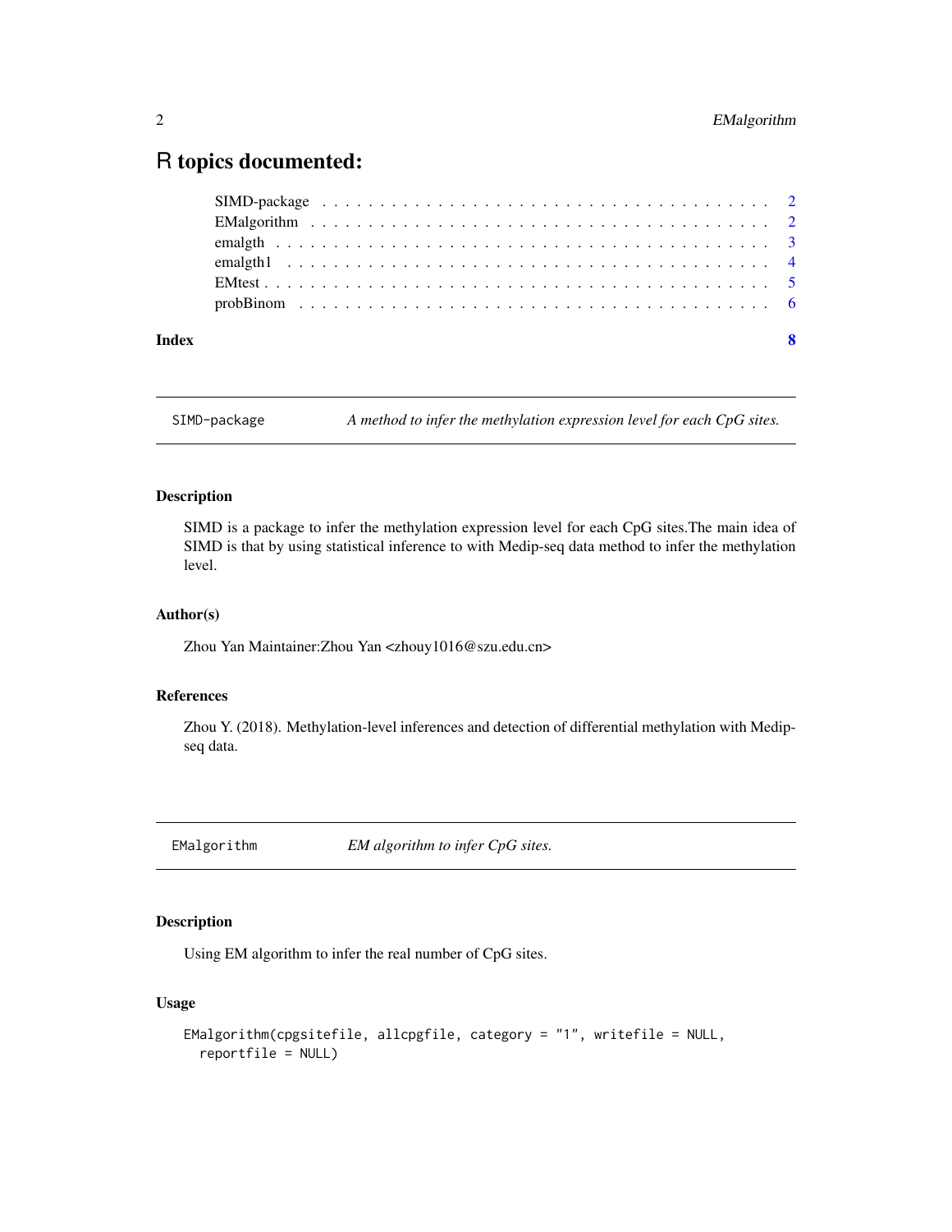# R topics documented:

| | |
|---|---|
| SIMD-package | 2 |
| EMalgorithm | 2 |
| emalgth | 3 |
| emalgth1 | 4 |
| EMtest | 5 |
| probBinom | 6 |
| **Index** | **8** |

---

## SIMD-package — *A method to infer the methylation expression level for each CpG sites.*

---

### Description

SIMD is a package to infer the methylation expression level for each CpG sites.The main idea of SIMD is that by using statistical inference to with Medip-seq data method to infer the methylation level.

### Author(s)

Zhou Yan Maintainer:Zhou Yan <zhouy1016@szu.edu.cn>

### References

Zhou Y. (2018). Methylation-level inferences and detection of differential methylation with Medip-seq data.

---

## EMalgorithm — *EM algorithm to infer CpG sites.*

---

### Description

Using EM algorithm to infer the real number of CpG sites.

### Usage

```
EMalgorithm(cpgsitefile, allcpgfile, category = "1", writefile = NULL,
  reportfile = NULL)
```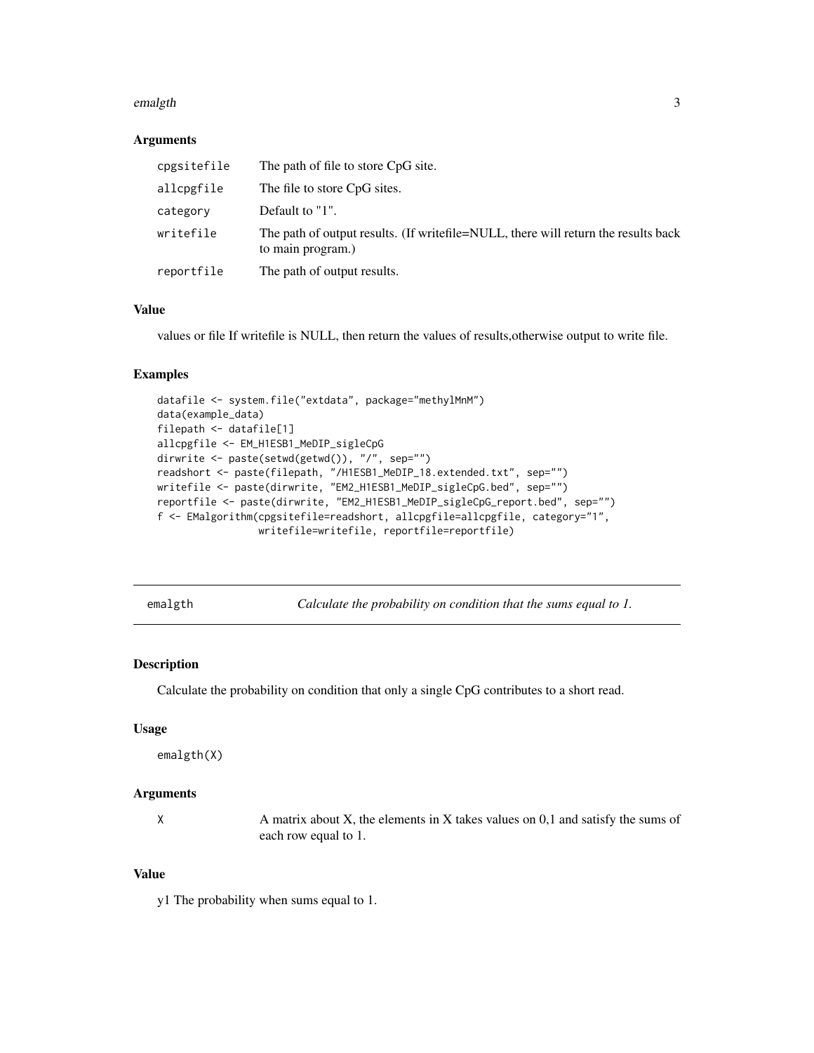### Arguments

| | |
|---|---|
| cpgsitefile | The path of file to store CpG site. |
| allcpgfile | The file to store CpG sites. |
| category | Default to "1". |
| writefile | The path of output results. (If writefile=NULL, there will return the results back to main program.) |
| reportfile | The path of output results. |

### Value

values or file If writefile is NULL, then return the values of results,otherwise output to write file.

### Examples

```
datafile <- system.file("extdata", package="methylMnM")
data(example_data)
filepath <- datafile[1]
allcpgfile <- EM_H1ESB1_MeDIP_sigleCpG
dirwrite <- paste(setwd(getwd()), "/", sep="")
readshort <- paste(filepath, "/H1ESB1_MeDIP_18.extended.txt", sep="")
writefile <- paste(dirwrite, "EM2_H1ESB1_MeDIP_sigleCpG.bed", sep="")
reportfile <- paste(dirwrite, "EM2_H1ESB1_MeDIP_sigleCpG_report.bed", sep="")
f <- EMalgorithm(cpgsitefile=readshort, allcpgfile=allcpgfile, category="1",
                 writefile=writefile, reportfile=reportfile)
```

---

## emalgth — *Calculate the probability on condition that the sums equal to 1.*

### Description

Calculate the probability on condition that only a single CpG contributes to a short read.

### Usage

```
emalgth(X)
```

### Arguments

| | |
|---|---|
| X | A matrix about X, the elements in X takes values on 0,1 and satisfy the sums of each row equal to 1. |

### Value

y1 The probability when sums equal to 1.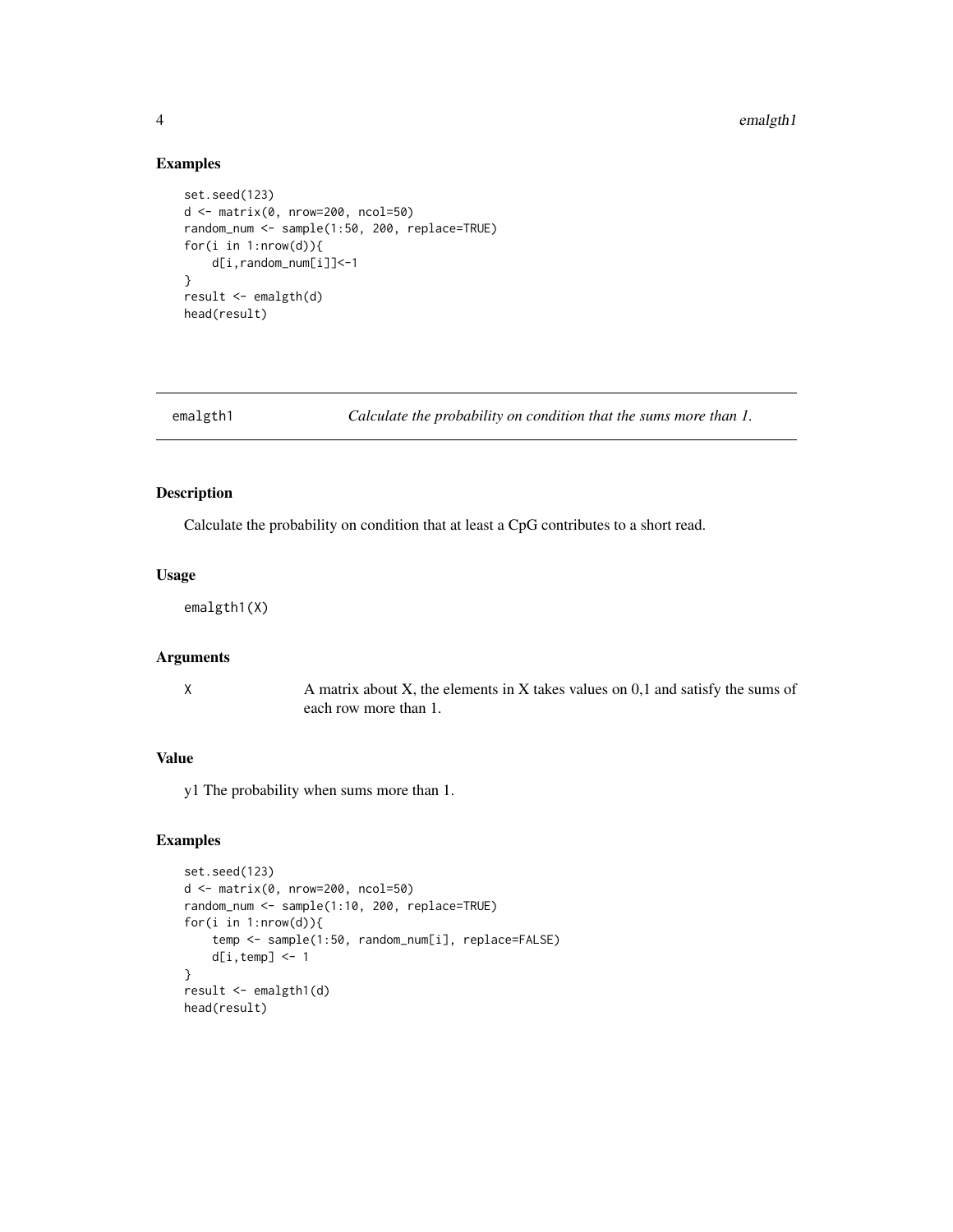## Examples

```
set.seed(123)
d <- matrix(0, nrow=200, ncol=50)
random_num <- sample(1:50, 200, replace=TRUE)
for(i in 1:nrow(d)){
    d[i,random_num[i]]<-1
}
result <- emalgth(d)
head(result)
```

---

# emalgth1 — *Calculate the probability on condition that the sums more than 1.*

---

## Description

Calculate the probability on condition that at least a CpG contributes to a short read.

## Usage

```
emalgth1(X)
```

## Arguments

| | |
|---|---|
| X | A matrix about X, the elements in X takes values on 0,1 and satisfy the sums of each row more than 1. |

## Value

y1 The probability when sums more than 1.

## Examples

```
set.seed(123)
d <- matrix(0, nrow=200, ncol=50)
random_num <- sample(1:10, 200, replace=TRUE)
for(i in 1:nrow(d)){
    temp <- sample(1:50, random_num[i], replace=FALSE)
    d[i,temp] <- 1
}
result <- emalgth1(d)
head(result)
```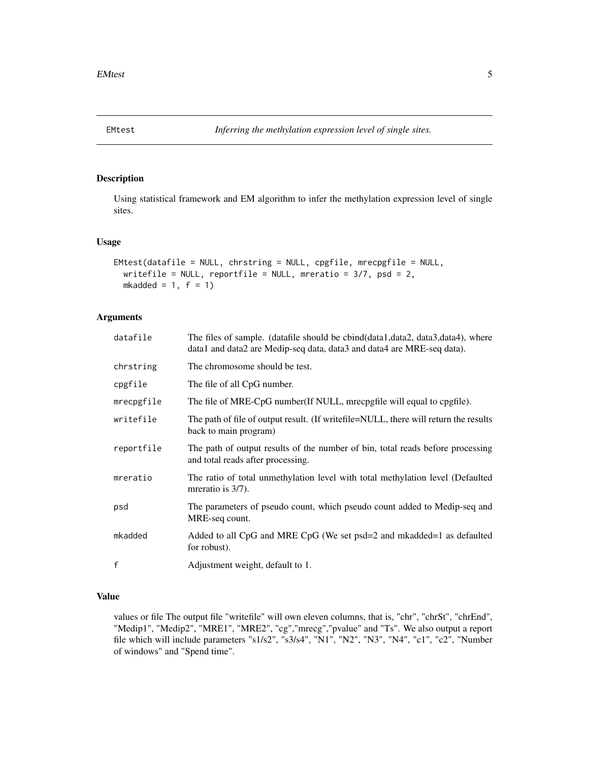## EMtest *Inferring the methylation expression level of single sites.*

### Description

Using statistical framework and EM algorithm to infer the methylation expression level of single sites.

### Usage

```
EMtest(datafile = NULL, chrstring = NULL, cpgfile, mrecpgfile = NULL,
  writefile = NULL, reportfile = NULL, mreratio = 3/7, psd = 2,
  mkadded = 1, f = 1)
```

### Arguments

| | |
|---|---|
| datafile | The files of sample. (datafile should be cbind(data1,data2, data3,data4), where data1 and data2 are Medip-seq data, data3 and data4 are MRE-seq data). |
| chrstring | The chromosome should be test. |
| cpgfile | The file of all CpG number. |
| mrecpgfile | The file of MRE-CpG number(If NULL, mrecpgfile will equal to cpgfile). |
| writefile | The path of file of output result. (If writefile=NULL, there will return the results back to main program) |
| reportfile | The path of output results of the number of bin, total reads before processing and total reads after processing. |
| mreratio | The ratio of total unmethylation level with total methylation level (Defaulted mreratio is 3/7). |
| psd | The parameters of pseudo count, which pseudo count added to Medip-seq and MRE-seq count. |
| mkadded | Added to all CpG and MRE CpG (We set psd=2 and mkadded=1 as defaulted for robust). |
| f | Adjustment weight, default to 1. |

### Value

values or file The output file "writefile" will own eleven columns, that is, "chr", "chrSt", "chrEnd", "Medip1", "Medip2", "MRE1", "MRE2", "cg","mrecg","pvalue" and "Ts". We also output a report file which will include parameters "s1/s2", "s3/s4", "N1", "N2", "N3", "N4", "c1", "c2", "Number of windows" and "Spend time".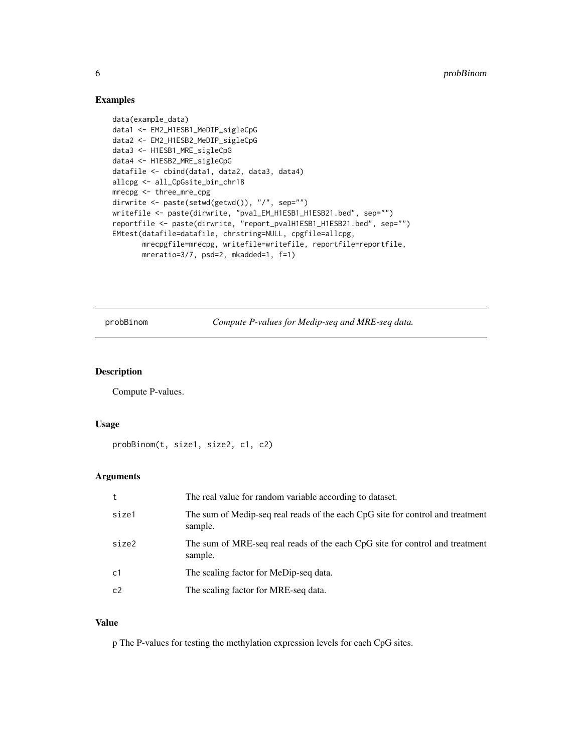## Examples

```
data(example_data)
data1 <- EM2_H1ESB1_MeDIP_sigleCpG
data2 <- EM2_H1ESB2_MeDIP_sigleCpG
data3 <- H1ESB1_MRE_sigleCpG
data4 <- H1ESB2_MRE_sigleCpG
datafile <- cbind(data1, data2, data3, data4)
allcpg <- all_CpGsite_bin_chr18
mrecpg <- three_mre_cpg
dirwrite <- paste(setwd(getwd()), "/", sep="")
writefile <- paste(dirwrite, "pval_EM_H1ESB1_H1ESB21.bed", sep="")
reportfile <- paste(dirwrite, "report_pvalH1ESB1_H1ESB21.bed", sep="")
EMtest(datafile=datafile, chrstring=NULL, cpgfile=allcpg,
       mrecpgfile=mrecpg, writefile=writefile, reportfile=reportfile,
       mreratio=3/7, psd=2, mkadded=1, f=1)
```

---

# probBinom — *Compute P-values for Medip-seq and MRE-seq data.*

## Description

Compute P-values.

## Usage

```
probBinom(t, size1, size2, c1, c2)
```

## Arguments

| | |
|---|---|
| t | The real value for random variable according to dataset. |
| size1 | The sum of Medip-seq real reads of the each CpG site for control and treatment sample. |
| size2 | The sum of MRE-seq real reads of the each CpG site for control and treatment sample. |
| c1 | The scaling factor for MeDip-seq data. |
| c2 | The scaling factor for MRE-seq data. |

## Value

p The P-values for testing the methylation expression levels for each CpG sites.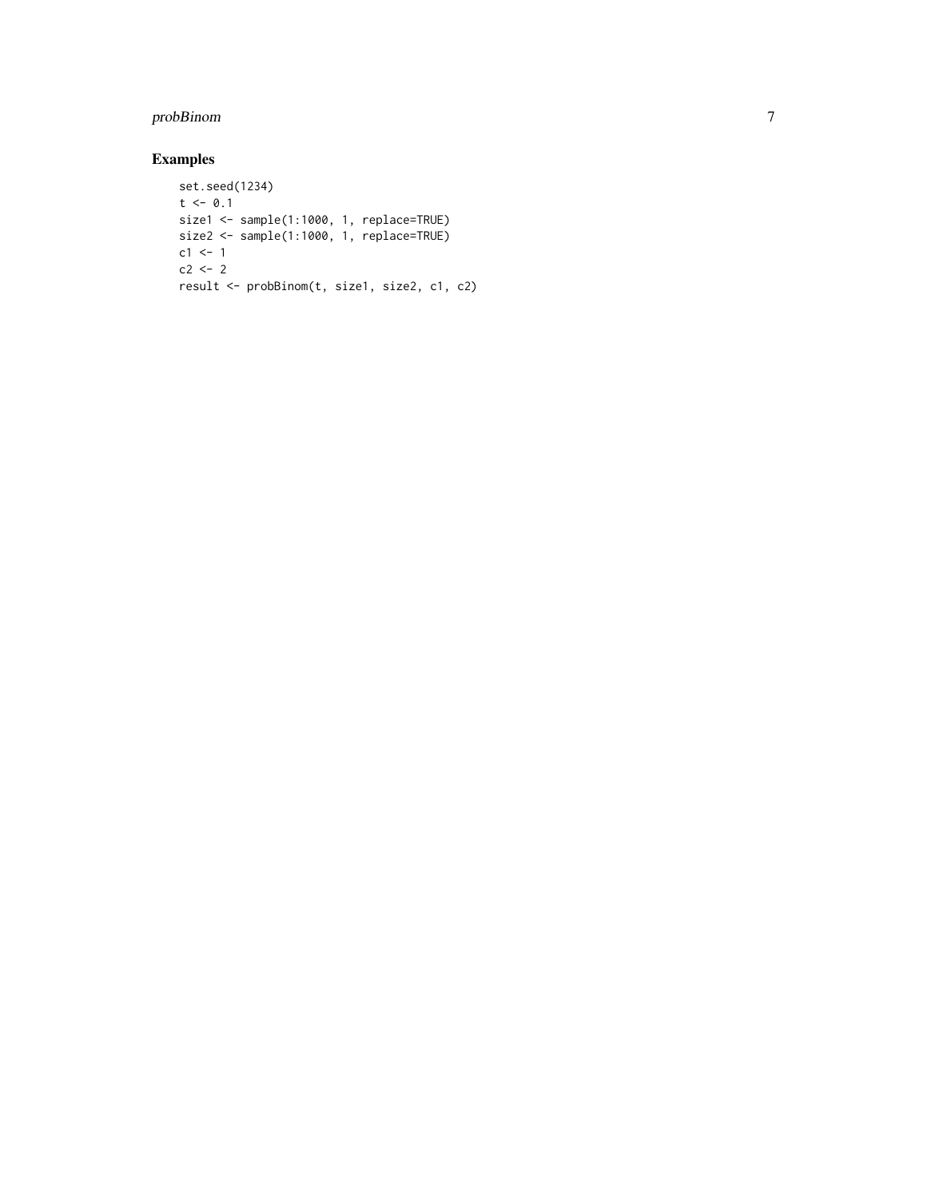## Examples

```
set.seed(1234)
t <- 0.1
size1 <- sample(1:1000, 1, replace=TRUE)
size2 <- sample(1:1000, 1, replace=TRUE)
c1 <- 1
c2 <- 2
result <- probBinom(t, size1, size2, c1, c2)
```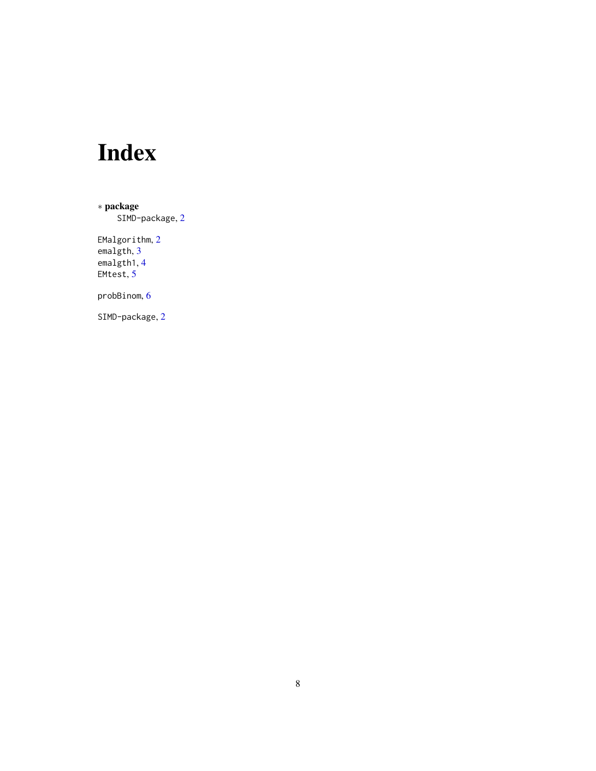# Index

∗ **package**
    SIMD-package, 2

EMalgorithm, 2
emalgth, 3
emalgth1, 4
EMtest, 5

probBinom, 6

SIMD-package, 2